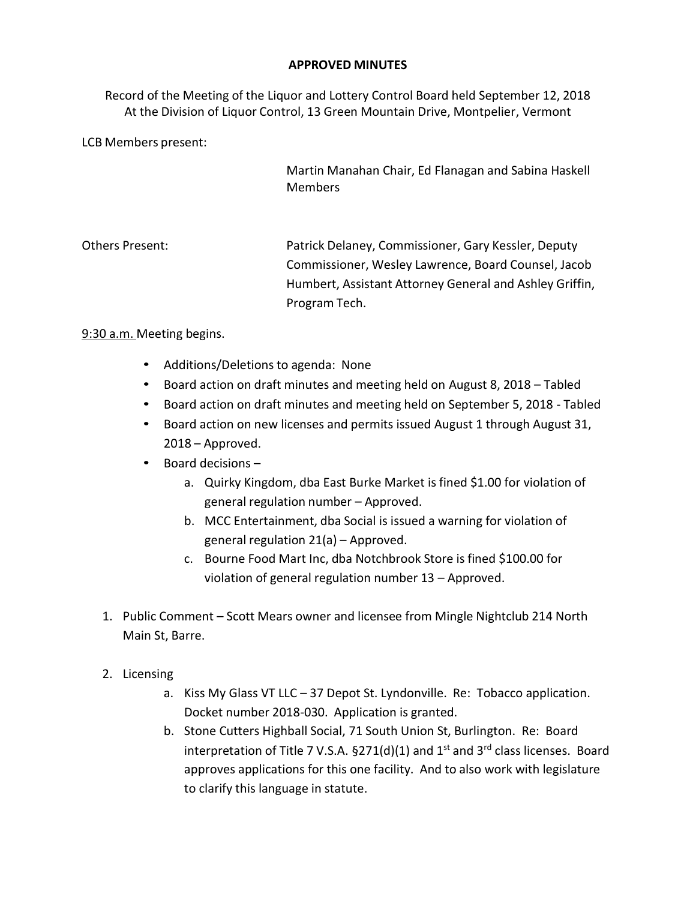**APPROVED MINUTES**

Record of the Meeting of the Liquor and Lottery Control Board held September 12, 2018
At the Division of Liquor Control, 13 Green Mountain Drive, Montpelier, Vermont

LCB Members present:

Martin Manahan Chair, Ed Flanagan and Sabina Haskell Members

Others Present: Patrick Delaney, Commissioner, Gary Kessler, Deputy Commissioner, Wesley Lawrence, Board Counsel, Jacob Humbert, Assistant Attorney General and Ashley Griffin, Program Tech.

9:30 a.m. Meeting begins.

- Additions/Deletions to agenda: None
- Board action on draft minutes and meeting held on August 8, 2018 – Tabled
- Board action on draft minutes and meeting held on September 5, 2018 - Tabled
- Board action on new licenses and permits issued August 1 through August 31, 2018 – Approved.
- Board decisions –
  a. Quirky Kingdom, dba East Burke Market is fined $1.00 for violation of general regulation number – Approved.
  b. MCC Entertainment, dba Social is issued a warning for violation of general regulation 21(a) – Approved.
  c. Bourne Food Mart Inc, dba Notchbrook Store is fined $100.00 for violation of general regulation number 13 – Approved.

1. Public Comment – Scott Mears owner and licensee from Mingle Nightclub 214 North Main St, Barre.

2. Licensing
   a. Kiss My Glass VT LLC – 37 Depot St. Lyndonville. Re: Tobacco application. Docket number 2018-030. Application is granted.
   b. Stone Cutters Highball Social, 71 South Union St, Burlington. Re: Board interpretation of Title 7 V.S.A. §271(d)(1) and 1st and 3rd class licenses. Board approves applications for this one facility. And to also work with legislature to clarify this language in statute.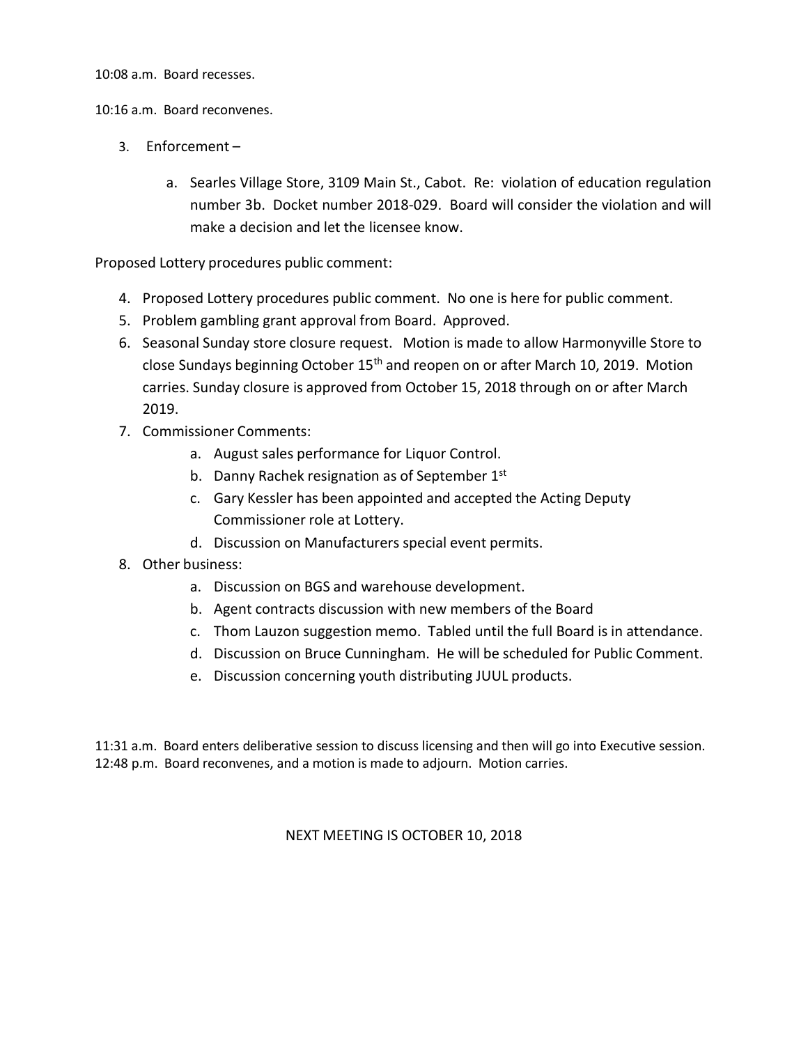10:08 a.m. Board recesses.

10:16 a.m. Board reconvenes.

3. Enforcement –

   a. Searles Village Store, 3109 Main St., Cabot. Re: violation of education regulation number 3b. Docket number 2018-029. Board will consider the violation and will make a decision and let the licensee know.

Proposed Lottery procedures public comment:

4. Proposed Lottery procedures public comment. No one is here for public comment.
5. Problem gambling grant approval from Board. Approved.
6. Seasonal Sunday store closure request. Motion is made to allow Harmonyville Store to close Sundays beginning October 15th and reopen on or after March 10, 2019. Motion carries. Sunday closure is approved from October 15, 2018 through on or after March 2019.
7. Commissioner Comments:
   a. August sales performance for Liquor Control.
   b. Danny Rachek resignation as of September 1st
   c. Gary Kessler has been appointed and accepted the Acting Deputy Commissioner role at Lottery.
   d. Discussion on Manufacturers special event permits.
8. Other business:
   a. Discussion on BGS and warehouse development.
   b. Agent contracts discussion with new members of the Board
   c. Thom Lauzon suggestion memo. Tabled until the full Board is in attendance.
   d. Discussion on Bruce Cunningham. He will be scheduled for Public Comment.
   e. Discussion concerning youth distributing JUUL products.

11:31 a.m. Board enters deliberative session to discuss licensing and then will go into Executive session.
12:48 p.m. Board reconvenes, and a motion is made to adjourn. Motion carries.

NEXT MEETING IS OCTOBER 10, 2018